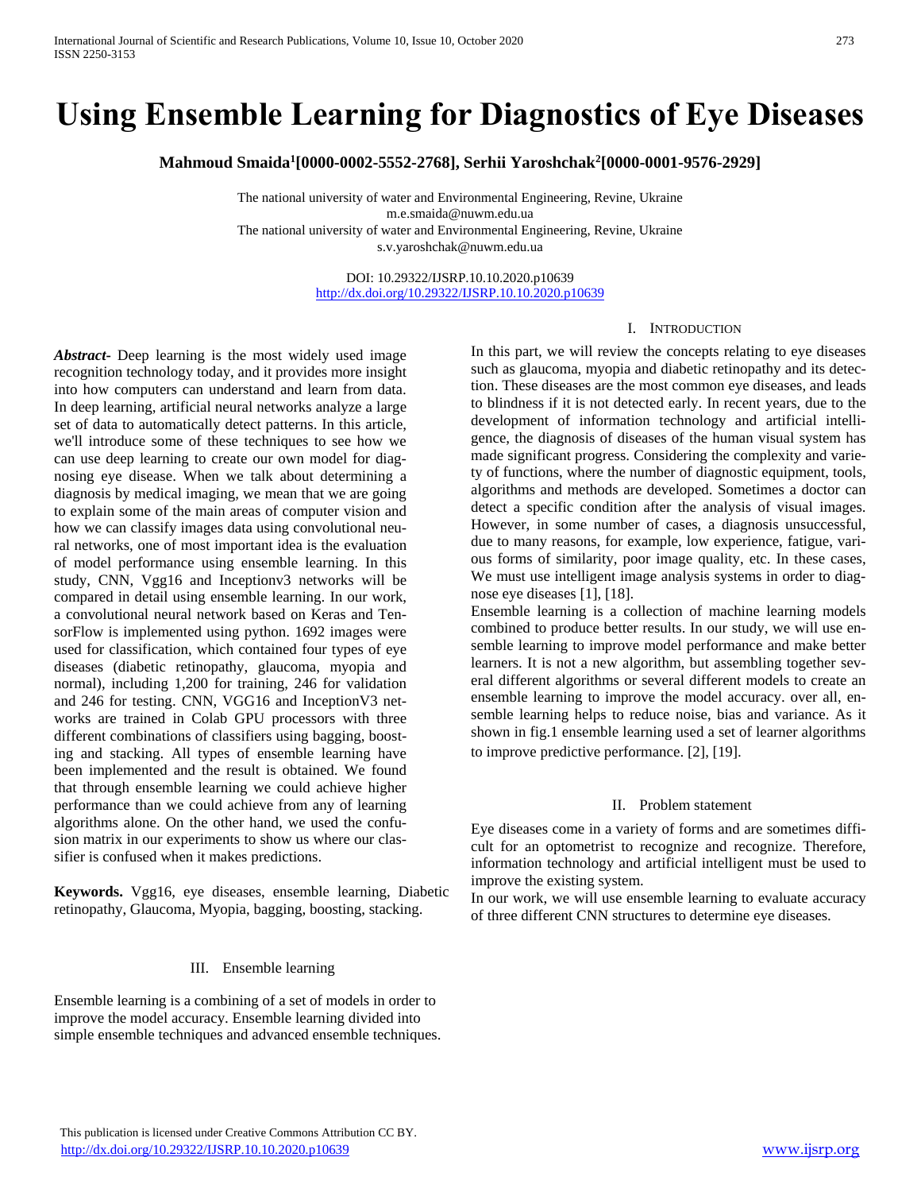# Using Ensemble Learning for Diagnostics of Eye Diseases

**Mahmoud Smaida[1][0000-0002-5552-2768], Serhii Yaroshchak[2][0000-0001-9576-2929]**

The national university of water and Environmental Engineering, Revine, Ukraine
m.e.smaida@nuwm.edu.ua
The national university of water and Environmental Engineering, Revine, Ukraine
s.v.yaroshchak@nuwm.edu.ua

DOI: 10.29322/IJSRP.10.10.2020.p10639
http://dx.doi.org/10.29322/IJSRP.10.10.2020.p10639

***Abstract***- Deep learning is the most widely used image recognition technology today, and it provides more insight into how computers can understand and learn from data. In deep learning, artificial neural networks analyze a large set of data to automatically detect patterns. In this article, we'll introduce some of these techniques to see how we can use deep learning to create our own model for diagnosing eye disease. When we talk about determining a diagnosis by medical imaging, we mean that we are going to explain some of the main areas of computer vision and how we can classify images data using convolutional neural networks, one of most important idea is the evaluation of model performance using ensemble learning. In this study, CNN, Vgg16 and Inceptionv3 networks will be compared in detail using ensemble learning. In our work, a convolutional neural network based on Keras and TensorFlow is implemented using python. 1692 images were used for classification, which contained four types of eye diseases (diabetic retinopathy, glaucoma, myopia and normal), including 1,200 for training, 246 for validation and 246 for testing. CNN, VGG16 and InceptionV3 networks are trained in Colab GPU processors with three different combinations of classifiers using bagging, boosting and stacking. All types of ensemble learning have been implemented and the result is obtained. We found that through ensemble learning we could achieve higher performance than we could achieve from any of learning algorithms alone. On the other hand, we used the confusion matrix in our experiments to show us where our classifier is confused when it makes predictions.

**Keywords.** Vgg16, eye diseases, ensemble learning, Diabetic retinopathy, Glaucoma, Myopia, bagging, boosting, stacking.

## I. Introduction

In this part, we will review the concepts relating to eye diseases such as glaucoma, myopia and diabetic retinopathy and its detection. These diseases are the most common eye diseases, and leads to blindness if it is not detected early. In recent years, due to the development of information technology and artificial intelligence, the diagnosis of diseases of the human visual system has made significant progress. Considering the complexity and variety of functions, where the number of diagnostic equipment, tools, algorithms and methods are developed. Sometimes a doctor can detect a specific condition after the analysis of visual images. However, in some number of cases, a diagnosis unsuccessful, due to many reasons, for example, low experience, fatigue, various forms of similarity, poor image quality, etc. In these cases, We must use intelligent image analysis systems in order to diagnose eye diseases [1], [18].

Ensemble learning is a collection of machine learning models combined to produce better results. In our study, we will use ensemble learning to improve model performance and make better learners. It is not a new algorithm, but assembling together several different algorithms or several different models to create an ensemble learning to improve the model accuracy. over all, ensemble learning helps to reduce noise, bias and variance. As it shown in fig.1 ensemble learning used a set of learner algorithms to improve predictive performance. [2], [19].

## II. Problem statement

Eye diseases come in a variety of forms and are sometimes difficult for an optometrist to recognize and recognize. Therefore, information technology and artificial intelligent must be used to improve the existing system.

In our work, we will use ensemble learning to evaluate accuracy of three different CNN structures to determine eye diseases.

## III. Ensemble learning

Ensemble learning is a combining of a set of models in order to improve the model accuracy. Ensemble learning divided into simple ensemble techniques and advanced ensemble techniques.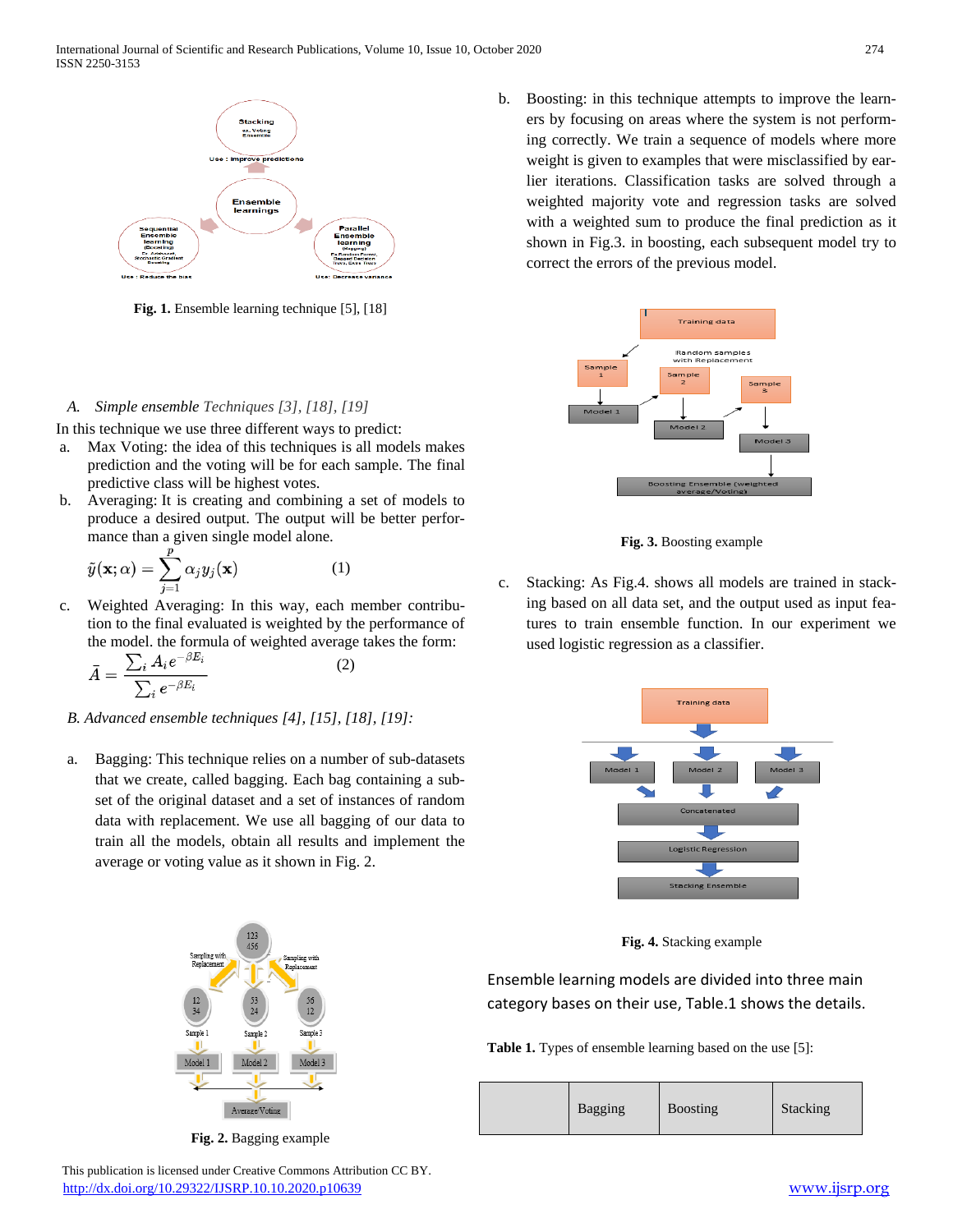**Fig. 1.** Ensemble learning technique [5], [18]

### A. *Simple ensemble Techniques [3], [18], [19]*

In this technique we use three different ways to predict:

a. Max Voting: the idea of this techniques is all models makes prediction and the voting will be for each sample. The final predictive class will be highest votes.
b. Averaging: It is creating and combining a set of models to produce a desired output. The output will be better performance than a given single model alone.

$$\tilde{y}(\mathbf{x};\alpha) = \sum_{j=1}^{p} \alpha_j y_j(\mathbf{x}) \qquad (1)$$

c. Weighted Averaging: In this way, each member contribution to the final evaluated is weighted by the performance of the model. the formula of weighted average takes the form:

$$\bar{A} = \frac{\sum_i A_i e^{-\beta E_i}}{\sum_i e^{-\beta E_i}} \qquad (2)$$

### *B. Advanced ensemble techniques [4], [15], [18], [19]:*

a. Bagging: This technique relies on a number of sub-datasets that we create, called bagging. Each bag containing a subset of the original dataset and a set of instances of random data with replacement. We use all bagging of our data to train all the models, obtain all results and implement the average or voting value as it shown in Fig. 2.

**Fig. 2.** Bagging example

b. Boosting: in this technique attempts to improve the learners by focusing on areas where the system is not performing correctly. We train a sequence of models where more weight is given to examples that were misclassified by earlier iterations. Classification tasks are solved through a weighted majority vote and regression tasks are solved with a weighted sum to produce the final prediction as it shown in Fig.3. in boosting, each subsequent model try to correct the errors of the previous model.

**Fig. 3.** Boosting example

c. Stacking: As Fig.4. shows all models are trained in stacking based on all data set, and the output used as input features to train ensemble function. In our experiment we used logistic regression as a classifier.

**Fig. 4.** Stacking example

Ensemble learning models are divided into three main category bases on their use, Table.1 shows the details.

**Table 1.** Types of ensemble learning based on the use [5]:

| | Bagging | Boosting | Stacking |
|---|---|---|---|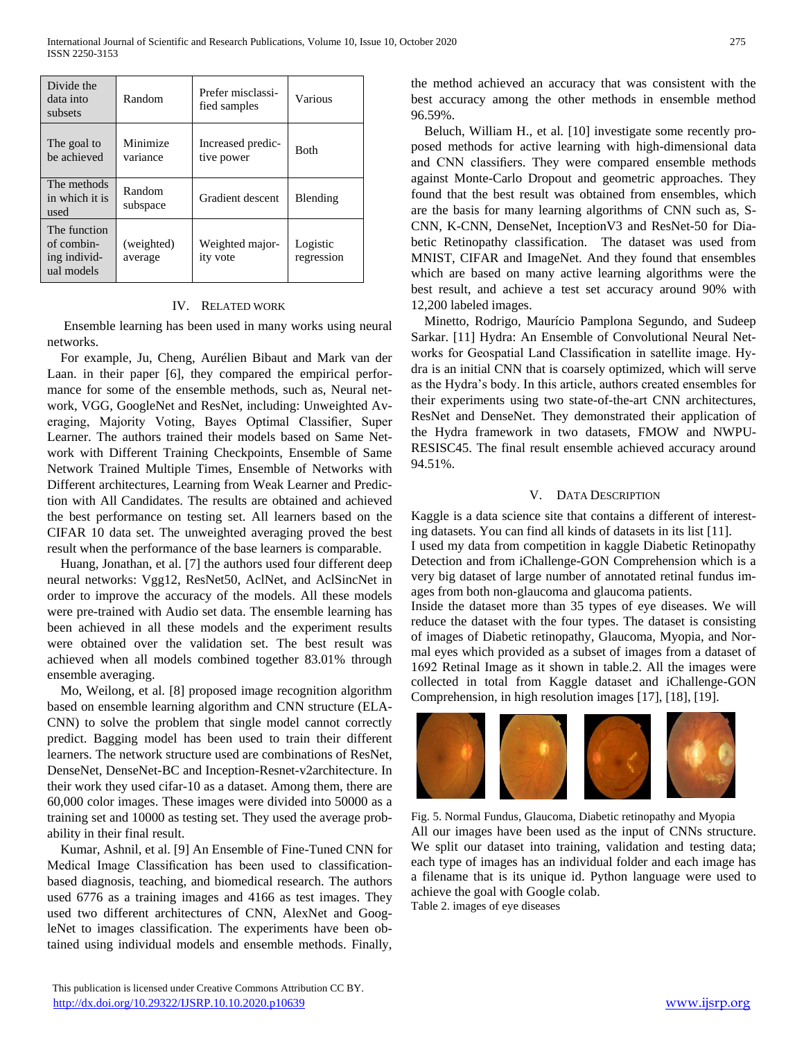| Divide the data into subsets | Random | Prefer misclassified samples | Various |
|---|---|---|---|
| The goal to be achieved | Minimize variance | Increased predictive power | Both |
| The methods in which it is used | Random subspace | Gradient descent | Blending |
| The function of combining individual models | (weighted) average | Weighted majority vote | Logistic regression |

## IV. Related Work

Ensemble learning has been used in many works using neural networks.

For example, Ju, Cheng, Aurélien Bibaut and Mark van der Laan. in their paper [6], they compared the empirical performance for some of the ensemble methods, such as, Neural network, VGG, GoogleNet and ResNet, including: Unweighted Averaging, Majority Voting, Bayes Optimal Classifier, Super Learner. The authors trained their models based on Same Network with Different Training Checkpoints, Ensemble of Same Network Trained Multiple Times, Ensemble of Networks with Different architectures, Learning from Weak Learner and Prediction with All Candidates. The results are obtained and achieved the best performance on testing set. All learners based on the CIFAR 10 data set. The unweighted averaging proved the best result when the performance of the base learners is comparable.

Huang, Jonathan, et al. [7] the authors used four different deep neural networks: Vgg12, ResNet50, AclNet, and AclSincNet in order to improve the accuracy of the models. All these models were pre-trained with Audio set data. The ensemble learning has been achieved in all these models and the experiment results were obtained over the validation set. The best result was achieved when all models combined together 83.01% through ensemble averaging.

Mo, Weilong, et al. [8] proposed image recognition algorithm based on ensemble learning algorithm and CNN structure (ELA-CNN) to solve the problem that single model cannot correctly predict. Bagging model has been used to train their different learners. The network structure used are combinations of ResNet, DenseNet, DenseNet-BC and Inception-Resnet-v2architecture. In their work they used cifar-10 as a dataset. Among them, there are 60,000 color images. These images were divided into 50000 as a training set and 10000 as testing set. They used the average probability in their final result.

Kumar, Ashnil, et al. [9] An Ensemble of Fine-Tuned CNN for Medical Image Classification has been used to classification-based diagnosis, teaching, and biomedical research. The authors used 6776 as a training images and 4166 as test images. They used two different architectures of CNN, AlexNet and GoogleNet to images classification. The experiments have been obtained using individual models and ensemble methods. Finally, the method achieved an accuracy that was consistent with the best accuracy among the other methods in ensemble method 96.59%.

Beluch, William H., et al. [10] investigate some recently proposed methods for active learning with high-dimensional data and CNN classifiers. They were compared ensemble methods against Monte-Carlo Dropout and geometric approaches. They found that the best result was obtained from ensembles, which are the basis for many learning algorithms of CNN such as, S-CNN, K-CNN, DenseNet, InceptionV3 and ResNet-50 for Diabetic Retinopathy classification. The dataset was used from MNIST, CIFAR and ImageNet. And they found that ensembles which are based on many active learning algorithms were the best result, and achieve a test set accuracy around 90% with 12,200 labeled images.

Minetto, Rodrigo, Maurício Pamplona Segundo, and Sudeep Sarkar. [11] Hydra: An Ensemble of Convolutional Neural Networks for Geospatial Land Classification in satellite image. Hydra is an initial CNN that is coarsely optimized, which will serve as the Hydra's body. In this article, authors created ensembles for their experiments using two state-of-the-art CNN architectures, ResNet and DenseNet. They demonstrated their application of the Hydra framework in two datasets, FMOW and NWPU-RESISC45. The final result ensemble achieved accuracy around 94.51%.

## V. Data Description

Kaggle is a data science site that contains a different of interesting datasets. You can find all kinds of datasets in its list [11].

I used my data from competition in kaggle Diabetic Retinopathy Detection and from iChallenge-GON Comprehension which is a very big dataset of large number of annotated retinal fundus images from both non-glaucoma and glaucoma patients.

Inside the dataset more than 35 types of eye diseases. We will reduce the dataset with the four types. The dataset is consisting of images of Diabetic retinopathy, Glaucoma, Myopia, and Normal eyes which provided as a subset of images from a dataset of 1692 Retinal Image as it shown in table.2. All the images were collected in total from Kaggle dataset and iChallenge-GON Comprehension, in high resolution images [17], [18], [19].

Fig. 5. Normal Fundus, Glaucoma, Diabetic retinopathy and Myopia

All our images have been used as the input of CNNs structure. We split our dataset into training, validation and testing data; each type of images has an individual folder and each image has a filename that is its unique id. Python language were used to achieve the goal with Google colab.

Table 2. images of eye diseases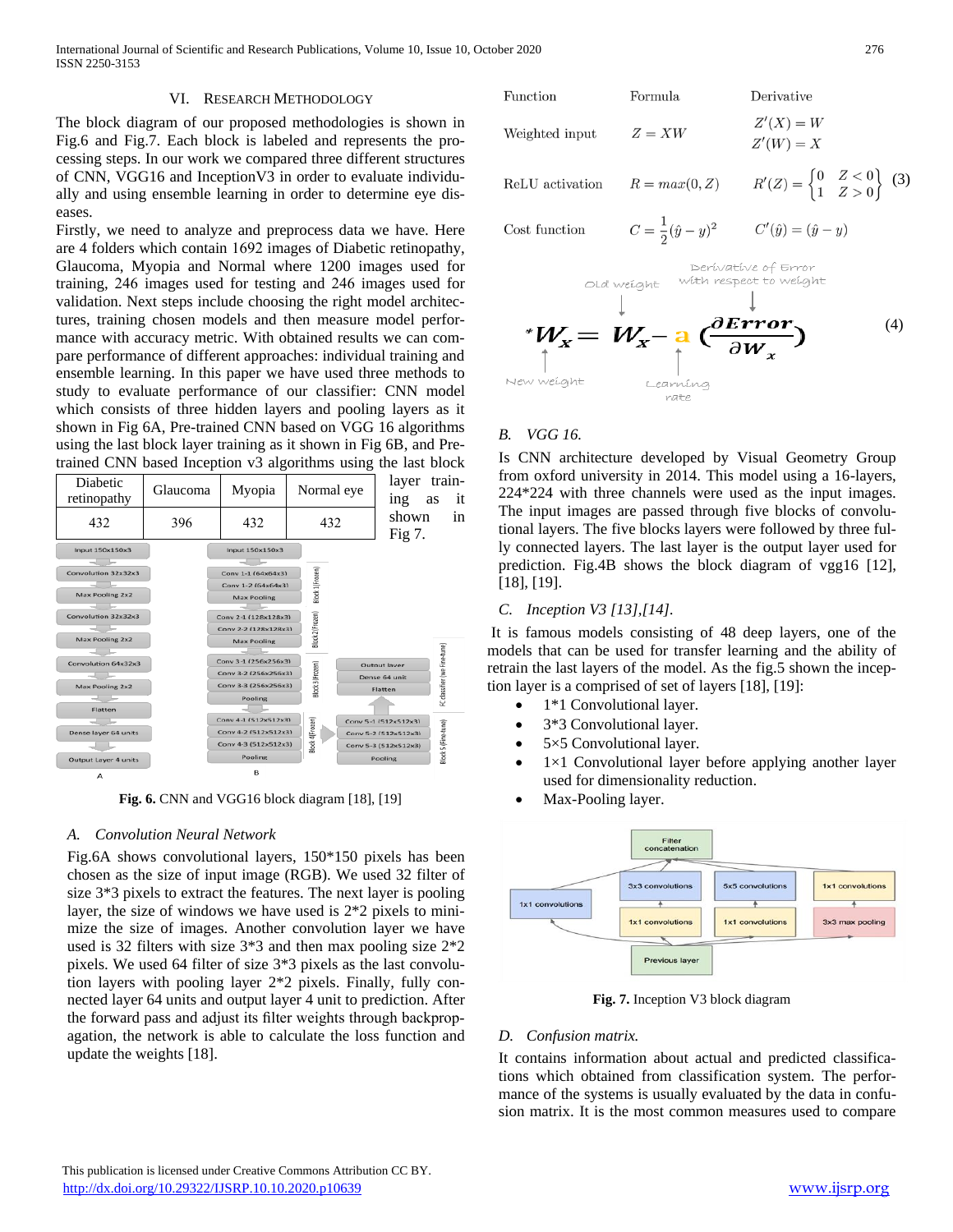## VI. Research Methodology

The block diagram of our proposed methodologies is shown in Fig.6 and Fig.7. Each block is labeled and represents the processing steps. In our work we compared three different structures of CNN, VGG16 and InceptionV3 in order to evaluate individually and using ensemble learning in order to determine eye diseases.

Firstly, we need to analyze and preprocess data we have. Here are 4 folders which contain 1692 images of Diabetic retinopathy, Glaucoma, Myopia and Normal where 1200 images used for training, 246 images used for testing and 246 images used for validation. Next steps include choosing the right model architectures, training chosen models and then measure model performance with accuracy metric. With obtained results we can compare performance of different approaches: individual training and ensemble learning. In this paper we have used three methods to study to evaluate performance of our classifier: CNN model which consists of three hidden layers and pooling layers as it shown in Fig 6A, Pre-trained CNN based on VGG 16 algorithms using the last block layer training as it shown in Fig 6B, and Pre-trained CNN based Inception v3 algorithms using the last block layer training as it shown in Fig 7.

| Diabetic retinopathy | Glaucoma | Myopia | Normal eye |
|---|---|---|---|
| 432 | 396 | 432 | 432 |

**Fig. 6.** CNN and VGG16 block diagram [18], [19]

### A. Convolution Neural Network

Fig.6A shows convolutional layers, 150*150 pixels has been chosen as the size of input image (RGB). We used 32 filter of size 3*3 pixels to extract the features. The next layer is pooling layer, the size of windows we have used is 2*2 pixels to minimize the size of images. Another convolution layer we have used is 32 filters with size 3*3 and then max pooling size 2*2 pixels. We used 64 filter of size 3*3 pixels as the last convolution layers with pooling layer 2*2 pixels. Finally, fully connected layer 64 units and output layer 4 unit to prediction. After the forward pass and adjust its filter weights through backpropagation, the network is able to calculate the loss function and update the weights [18].

| Function | Formula | Derivative |
|---|---|---|
| Weighted input | $Z = XW$ | $Z'(X) = W$, $Z'(W) = X$ |
| ReLU activation | $R = max(0, Z)$ | $R'(Z) = \begin{Bmatrix} 0 & Z < 0 \\ 1 & Z > 0 \end{Bmatrix}$ |
| Cost function | $C = \frac{1}{2}(\hat{y} - y)^2$ | $C'(\hat{y}) = (\hat{y} - y)$ |

(3)

$$^{*}W_x = W_x - a\left(\frac{\partial Error}{\partial W_x}\right) \quad (4)$$

New weight; Old weight; Learning rate; Derivative of Error with respect to weight

### B. VGG 16.

Is CNN architecture developed by Visual Geometry Group from oxford university in 2014. This model using a 16-layers, 224*224 with three channels were used as the input images. The input images are passed through five blocks of convolutional layers. The five blocks layers were followed by three fully connected layers. The last layer is the output layer used for prediction. Fig.4B shows the block diagram of vgg16 [12], [18], [19].

### C. Inception V3 [13],[14].

It is famous models consisting of 48 deep layers, one of the models that can be used for transfer learning and the ability of retrain the last layers of the model. As the fig.5 shown the inception layer is a comprised of set of layers [18], [19]:

- 1*1 Convolutional layer.
- 3*3 Convolutional layer.
- 5×5 Convolutional layer.
- 1×1 Convolutional layer before applying another layer used for dimensionality reduction.
- Max-Pooling layer.

**Fig. 7.** Inception V3 block diagram

### D. Confusion matrix.

It contains information about actual and predicted classifications which obtained from classification system. The performance of the systems is usually evaluated by the data in confusion matrix. It is the most common measures used to compare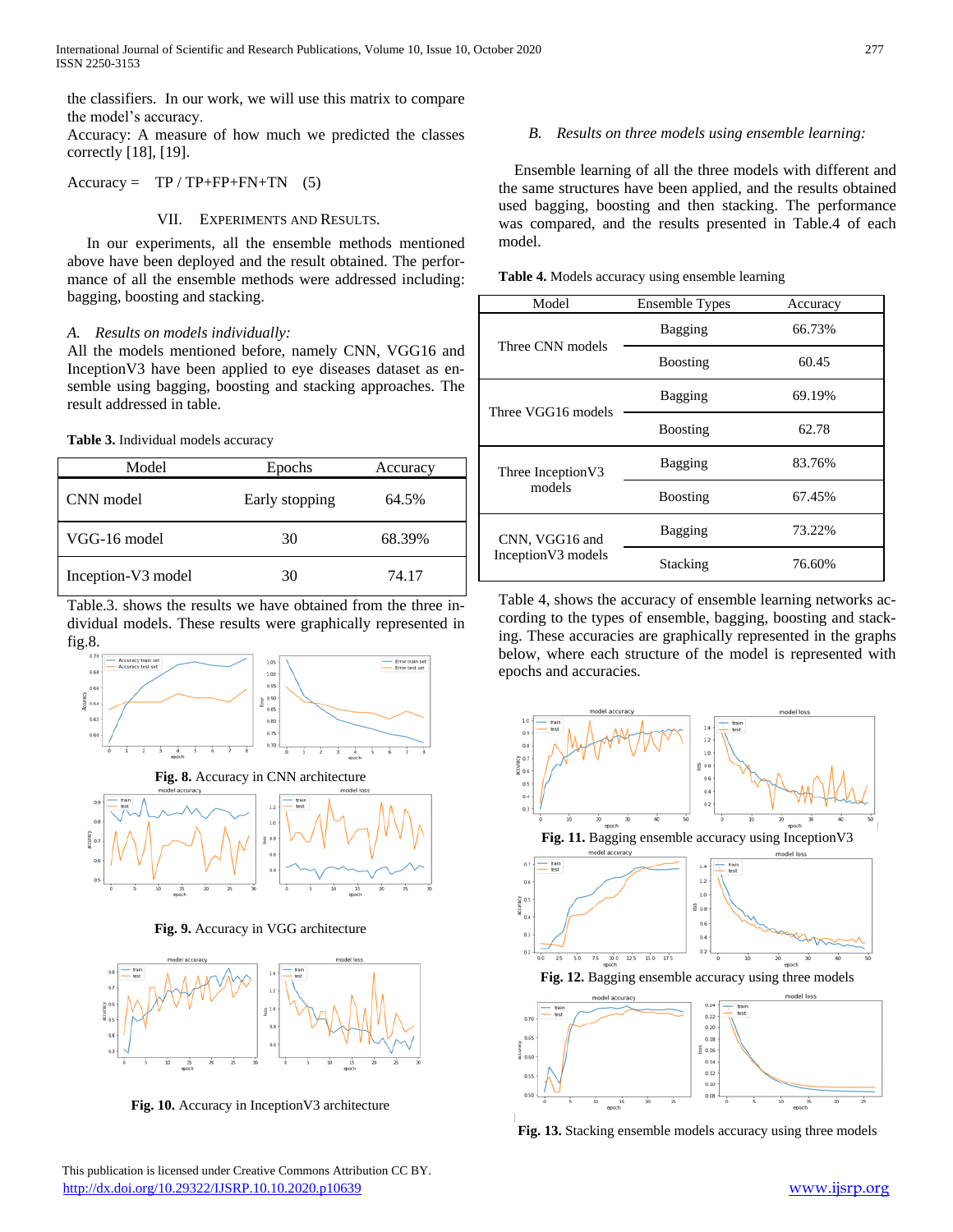the classifiers. In our work, we will use this matrix to compare the model's accuracy.

Accuracy: A measure of how much we predicted the classes correctly [18], [19].

$$\text{Accuracy} = \text{TP} / \text{TP+FP+FN+TN} \quad (5)$$

## VII. Experiments and Results.

In our experiments, all the ensemble methods mentioned above have been deployed and the result obtained. The performance of all the ensemble methods were addressed including: bagging, boosting and stacking.

### *A. Results on models individually:*

All the models mentioned before, namely CNN, VGG16 and InceptionV3 have been applied to eye diseases dataset as ensemble using bagging, boosting and stacking approaches. The result addressed in table.

**Table 3.** Individual models accuracy

| Model | Epochs | Accuracy |
|---|---|---|
| CNN model | Early stopping | 64.5% |
| VGG-16 model | 30 | 68.39% |
| Inception-V3 model | 30 | 74.17 |

Table.3. shows the results we have obtained from the three individual models. These results were graphically represented in fig.8.

**Fig. 8.** Accuracy in CNN architecture

**Fig. 9.** Accuracy in VGG architecture

**Fig. 10.** Accuracy in InceptionV3 architecture

### *B. Results on three models using ensemble learning:*

Ensemble learning of all the three models with different and the same structures have been applied, and the results obtained used bagging, boosting and then stacking. The performance was compared, and the results presented in Table.4 of each model.

**Table 4.** Models accuracy using ensemble learning

| Model | Ensemble Types | Accuracy |
|---|---|---|
| Three CNN models | Bagging | 66.73% |
| | Boosting | 60.45 |
| Three VGG16 models | Bagging | 69.19% |
| | Boosting | 62.78 |
| Three InceptionV3 models | Bagging | 83.76% |
| | Boosting | 67.45% |
| CNN, VGG16 and InceptionV3 models | Bagging | 73.22% |
| | Stacking | 76.60% |

Table 4, shows the accuracy of ensemble learning networks according to the types of ensemble, bagging, boosting and stacking. These accuracies are graphically represented in the graphs below, where each structure of the model is represented with epochs and accuracies.

**Fig. 11.** Bagging ensemble accuracy using InceptionV3

**Fig. 12.** Bagging ensemble accuracy using three models

**Fig. 13.** Stacking ensemble models accuracy using three models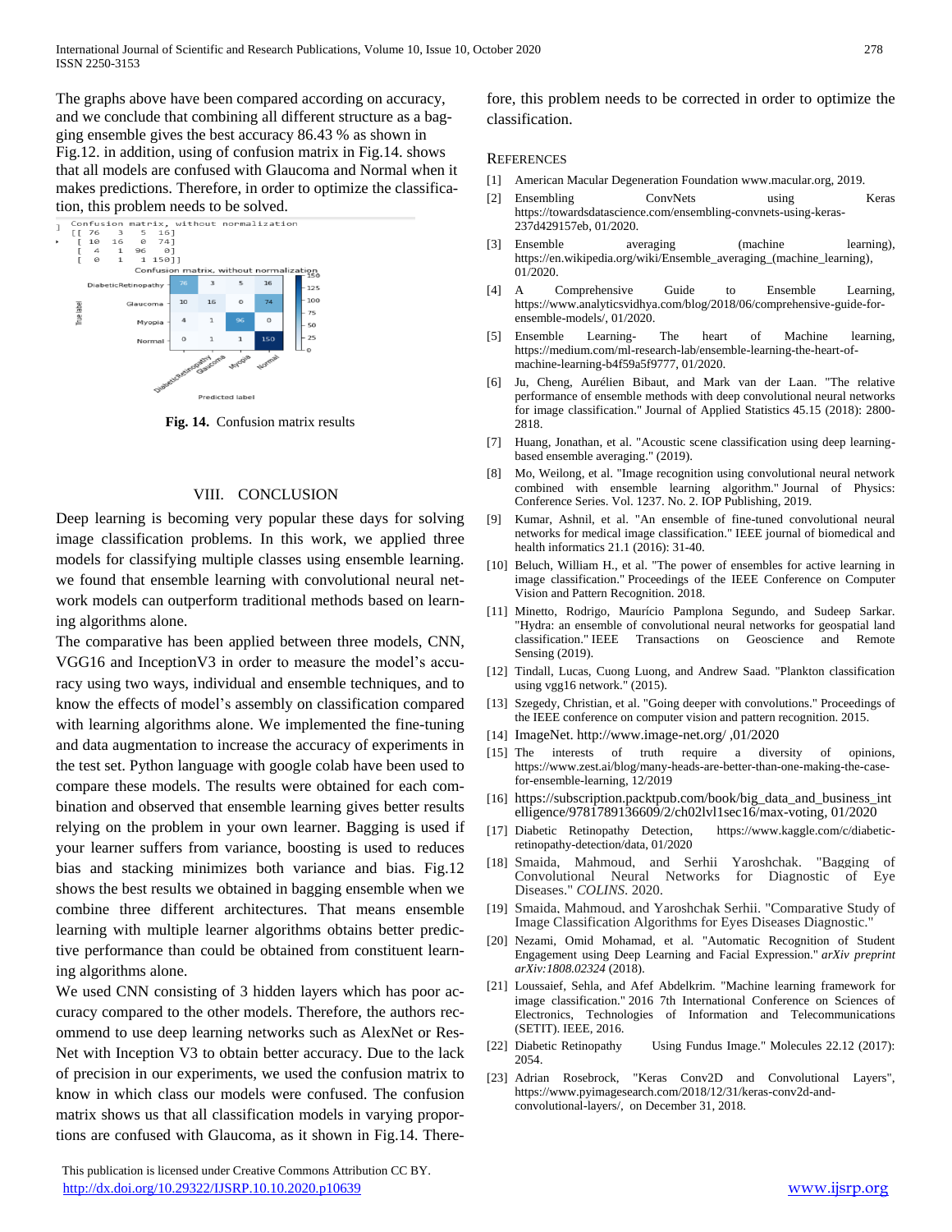The graphs above have been compared according on accuracy, and we conclude that combining all different structure as a bagging ensemble gives the best accuracy 86.43 % as shown in Fig.12. in addition, using of confusion matrix in Fig.14. shows that all models are confused with Glaucoma and Normal when it makes predictions. Therefore, in order to optimize the classification, this problem needs to be solved.

```
Confusion matrix, without normalization
[[ 76   3   5  16]
 [ 10  16   0  74]
 [  4   1  96   0]
 [  0   1   1 150]]
```

**Fig. 14.** Confusion matrix results

## VIII. CONCLUSION

Deep learning is becoming very popular these days for solving image classification problems. In this work, we applied three models for classifying multiple classes using ensemble learning. we found that ensemble learning with convolutional neural network models can outperform traditional methods based on learning algorithms alone.

The comparative has been applied between three models, CNN, VGG16 and InceptionV3 in order to measure the model's accuracy using two ways, individual and ensemble techniques, and to know the effects of model's assembly on classification compared with learning algorithms alone. We implemented the fine-tuning and data augmentation to increase the accuracy of experiments in the test set. Python language with google colab have been used to compare these models. The results were obtained for each combination and observed that ensemble learning gives better results relying on the problem in your own learner. Bagging is used if your learner suffers from variance, boosting is used to reduces bias and stacking minimizes both variance and bias. Fig.12 shows the best results we obtained in bagging ensemble when we combine three different architectures. That means ensemble learning with multiple learner algorithms obtains better predictive performance than could be obtained from constituent learning algorithms alone.

We used CNN consisting of 3 hidden layers which has poor accuracy compared to the other models. Therefore, the authors recommend to use deep learning networks such as AlexNet or ResNet with Inception V3 to obtain better accuracy. Due to the lack of precision in our experiments, we used the confusion matrix to know in which class our models were confused. The confusion matrix shows us that all classification models in varying proportions are confused with Glaucoma, as it shown in Fig.14. Therefore, this problem needs to be corrected in order to optimize the classification.

## REFERENCES

[1] American Macular Degeneration Foundation www.macular.org, 2019.

[2] Ensembling ConvNets using Keras https://towardsdatascience.com/ensembling-convnets-using-keras-237d429157eb, 01/2020.

[3] Ensemble averaging (machine learning), https://en.wikipedia.org/wiki/Ensemble_averaging_(machine_learning), 01/2020.

[4] A Comprehensive Guide to Ensemble Learning, https://www.analyticsvidhya.com/blog/2018/06/comprehensive-guide-for-ensemble-models/, 01/2020.

[5] Ensemble Learning- The heart of Machine learning, https://medium.com/ml-research-lab/ensemble-learning-the-heart-of-machine-learning-b4f59a5f9777, 01/2020.

[6] Ju, Cheng, Aurélien Bibaut, and Mark van der Laan. "The relative performance of ensemble methods with deep convolutional neural networks for image classification." Journal of Applied Statistics 45.15 (2018): 2800-2818.

[7] Huang, Jonathan, et al. "Acoustic scene classification using deep learning-based ensemble averaging." (2019).

[8] Mo, Weilong, et al. "Image recognition using convolutional neural network combined with ensemble learning algorithm." Journal of Physics: Conference Series. Vol. 1237. No. 2. IOP Publishing, 2019.

[9] Kumar, Ashnil, et al. "An ensemble of fine-tuned convolutional neural networks for medical image classification." IEEE journal of biomedical and health informatics 21.1 (2016): 31-40.

[10] Beluch, William H., et al. "The power of ensembles for active learning in image classification." Proceedings of the IEEE Conference on Computer Vision and Pattern Recognition. 2018.

[11] Minetto, Rodrigo, Maurício Pamplona Segundo, and Sudeep Sarkar. "Hydra: an ensemble of convolutional neural networks for geospatial land classification." IEEE Transactions on Geoscience and Remote Sensing (2019).

[12] Tindall, Lucas, Cuong Luong, and Andrew Saad. "Plankton classification using vgg16 network." (2015).

[13] Szegedy, Christian, et al. "Going deeper with convolutions." Proceedings of the IEEE conference on computer vision and pattern recognition. 2015.

[14] ImageNet. http://www.image-net.org/ ,01/2020

[15] The interests of truth require a diversity of opinions, https://www.zest.ai/blog/many-heads-are-better-than-one-making-the-case-for-ensemble-learning, 12/2019

[16] https://subscription.packtpub.com/book/big_data_and_business_intelligence/9781789136609/2/ch02lvl1sec16/max-voting, 01/2020

[17] Diabetic Retinopathy Detection, https://www.kaggle.com/c/diabetic-retinopathy-detection/data, 01/2020

[18] Smaida, Mahmoud, and Serhii Yaroshchak. "Bagging of Convolutional Neural Networks for Diagnostic of Eye Diseases." *COLINS*. 2020.

[19] Smaida, Mahmoud, and Yaroshchak Serhii. "Comparative Study of Image Classification Algorithms for Eyes Diseases Diagnostic."

[20] Nezami, Omid Mohamad, et al. "Automatic Recognition of Student Engagement using Deep Learning and Facial Expression." *arXiv preprint arXiv:1808.02324* (2018).

[21] Loussaief, Sehla, and Afef Abdelkrim. "Machine learning framework for image classification." 2016 7th International Conference on Sciences of Electronics, Technologies of Information and Telecommunications (SETIT). IEEE, 2016.

[22] Diabetic Retinopathy Using Fundus Image." Molecules 22.12 (2017): 2054.

[23] Adrian Rosebrock, "Keras Conv2D and Convolutional Layers", https://www.pyimagesearch.com/2018/12/31/keras-conv2d-and-convolutional-layers/, on December 31, 2018.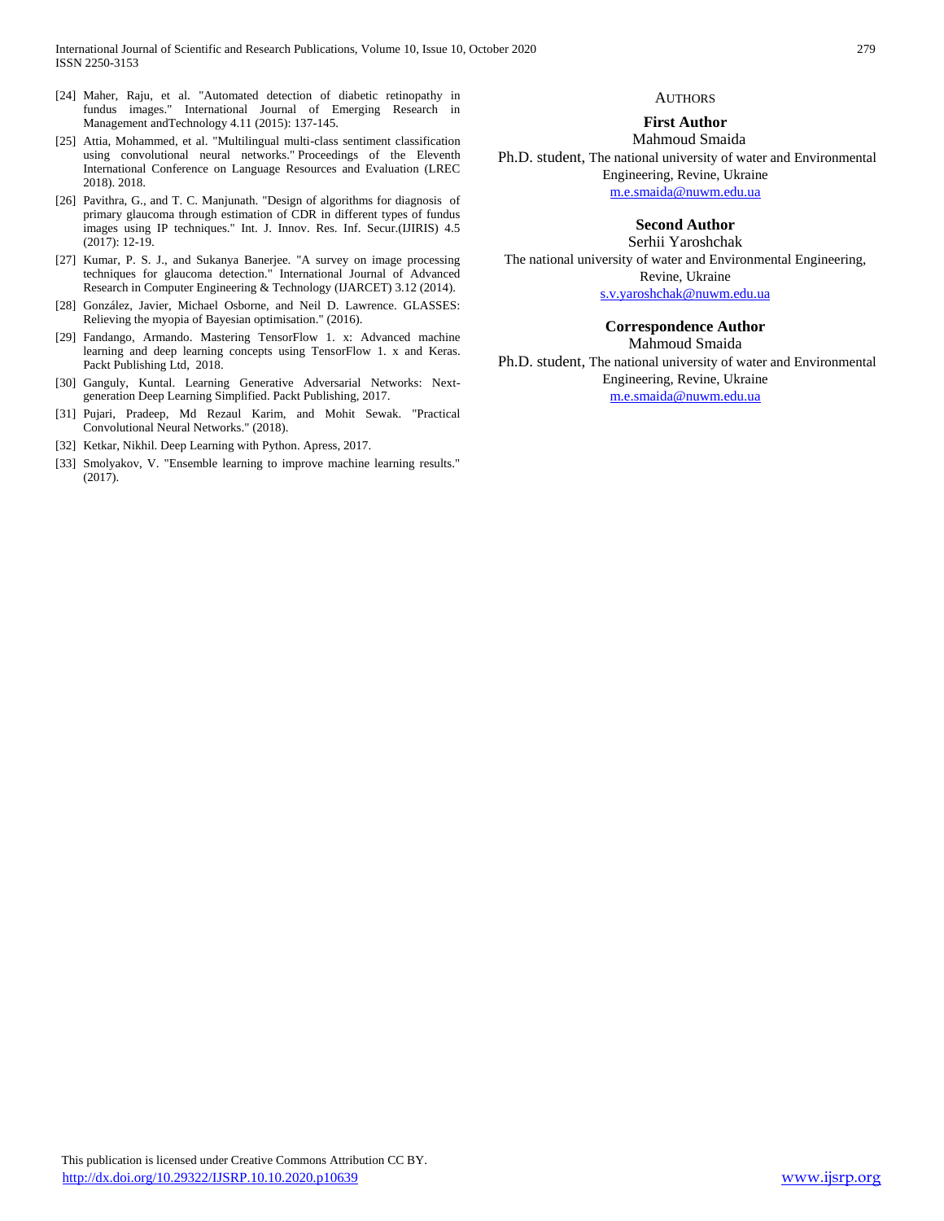[24] Maher, Raju, et al. "Automated detection of diabetic retinopathy in fundus images." International Journal of Emerging Research in Management andTechnology 4.11 (2015): 137-145.

[25] Attia, Mohammed, et al. "Multilingual multi-class sentiment classification using convolutional neural networks." Proceedings of the Eleventh International Conference on Language Resources and Evaluation (LREC 2018). 2018.

[26] Pavithra, G., and T. C. Manjunath. "Design of algorithms for diagnosis of primary glaucoma through estimation of CDR in different types of fundus images using IP techniques." Int. J. Innov. Res. Inf. Secur.(IJIRIS) 4.5 (2017): 12-19.

[27] Kumar, P. S. J., and Sukanya Banerjee. "A survey on image processing techniques for glaucoma detection." International Journal of Advanced Research in Computer Engineering & Technology (IJARCET) 3.12 (2014).

[28] González, Javier, Michael Osborne, and Neil D. Lawrence. GLASSES: Relieving the myopia of Bayesian optimisation." (2016).

[29] Fandango, Armando. Mastering TensorFlow 1. x: Advanced machine learning and deep learning concepts using TensorFlow 1. x and Keras. Packt Publishing Ltd, 2018.

[30] Ganguly, Kuntal. Learning Generative Adversarial Networks: Next-generation Deep Learning Simplified. Packt Publishing, 2017.

[31] Pujari, Pradeep, Md Rezaul Karim, and Mohit Sewak. "Practical Convolutional Neural Networks." (2018).

[32] Ketkar, Nikhil. Deep Learning with Python. Apress, 2017.

[33] Smolyakov, V. "Ensemble learning to improve machine learning results." (2017).

## AUTHORS

**First Author**
Mahmoud Smaida
Ph.D. student, The national university of water and Environmental Engineering, Revine, Ukraine
m.e.smaida@nuwm.edu.ua

**Second Author**
Serhii Yaroshchak
The national university of water and Environmental Engineering, Revine, Ukraine
s.v.yaroshchak@nuwm.edu.ua

**Correspondence Author**
Mahmoud Smaida
Ph.D. student, The national university of water and Environmental Engineering, Revine, Ukraine
m.e.smaida@nuwm.edu.ua

This publication is licensed under Creative Commons Attribution CC BY.
http://dx.doi.org/10.29322/IJSRP.10.10.2020.p10639